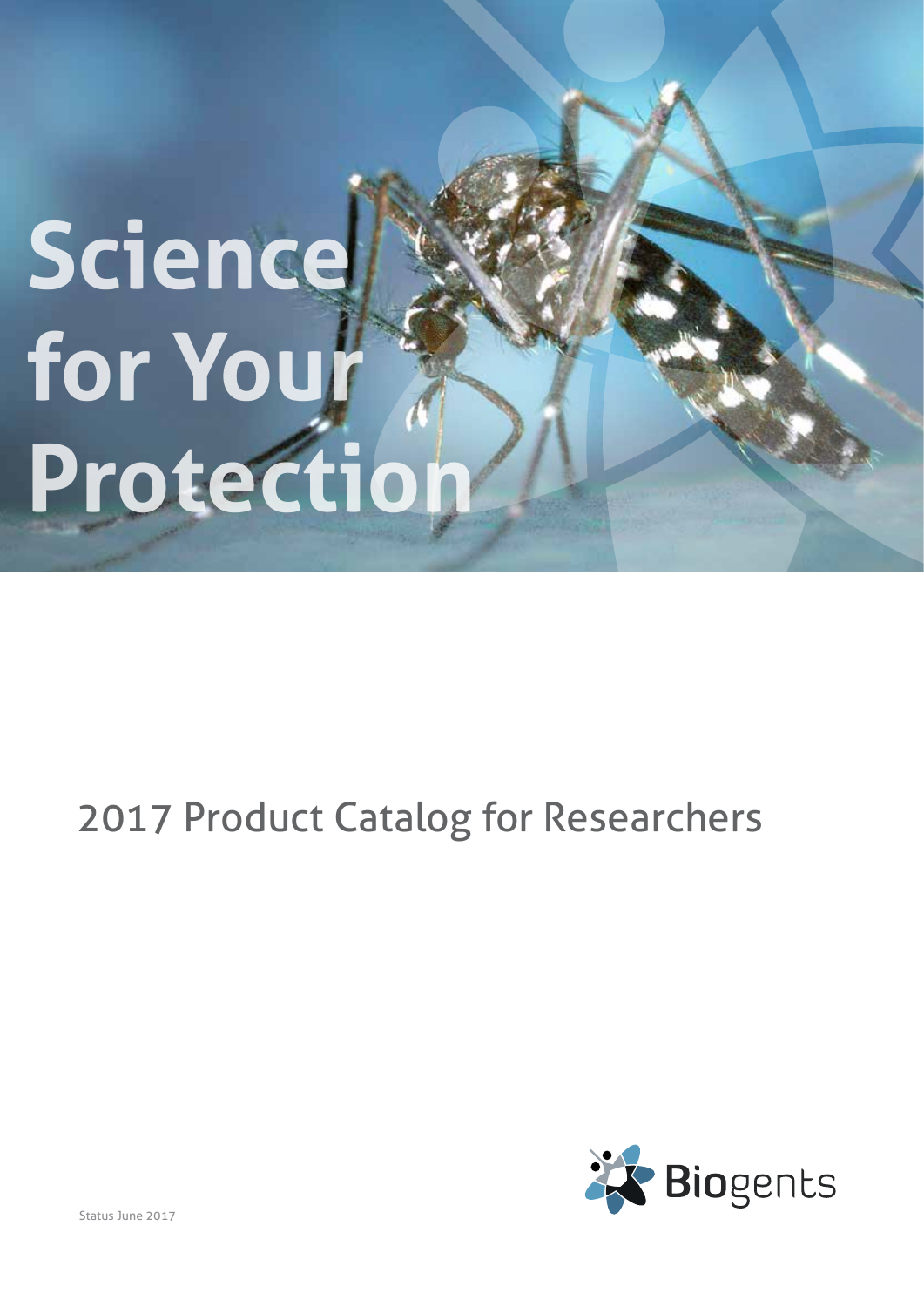# Science for Your Protection

## 2017 Product Catalog for Researchers

Biogents

Status June 2017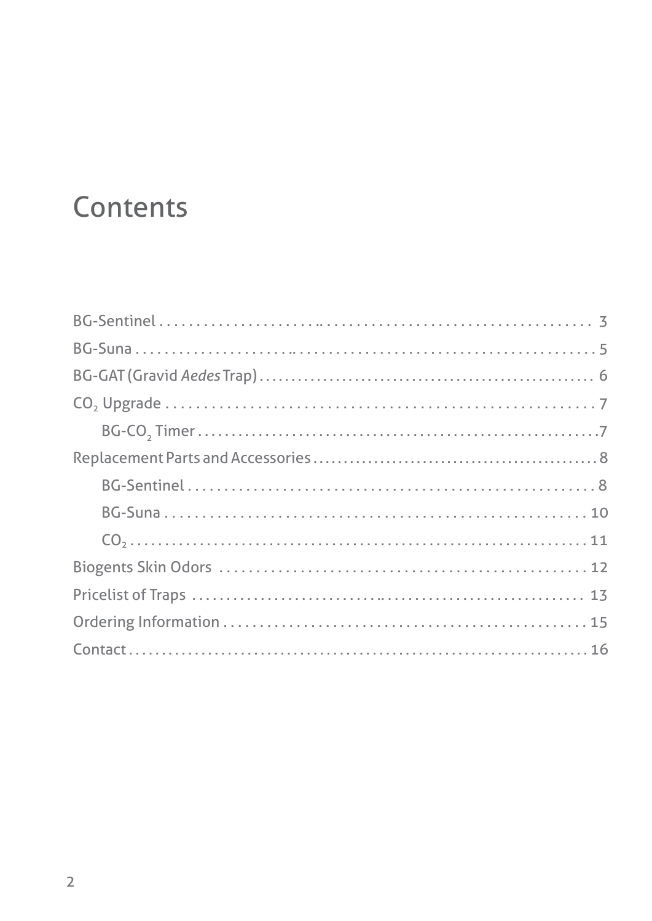# Contents

BG-Sentinel . . . . . . . . . . . . . . . . . . . . . . . . . . . . . . . . . . . . . . . . . . . . . . . . . . . . . . . . . . 3
BG-Suna . . . . . . . . . . . . . . . . . . . . . . . . . . . . . . . . . . . . . . . . . . . . . . . . . . . . . . . . . . . . . 5
BG-GAT (Gravid *Aedes* Trap) . . . . . . . . . . . . . . . . . . . . . . . . . . . . . . . . . . . . . . . . . . . . . . . . . 6
$CO_2$ Upgrade . . . . . . . . . . . . . . . . . . . . . . . . . . . . . . . . . . . . . . . . . . . . . . . . . . . . . . . . . 7
    BG-$CO_2$ Timer . . . . . . . . . . . . . . . . . . . . . . . . . . . . . . . . . . . . . . . . . . . . . . . . . . . . . . 7
Replacement Parts and Accessories . . . . . . . . . . . . . . . . . . . . . . . . . . . . . . . . . . . . . . . . . . . 8
    BG-Sentinel . . . . . . . . . . . . . . . . . . . . . . . . . . . . . . . . . . . . . . . . . . . . . . . . . . . . . . . . 8
    BG-Suna . . . . . . . . . . . . . . . . . . . . . . . . . . . . . . . . . . . . . . . . . . . . . . . . . . . . . . . . . . 10
    $CO_2$ . . . . . . . . . . . . . . . . . . . . . . . . . . . . . . . . . . . . . . . . . . . . . . . . . . . . . . . . . . . . 11
Biogents Skin Odors . . . . . . . . . . . . . . . . . . . . . . . . . . . . . . . . . . . . . . . . . . . . . . . . . . . . . 12
Pricelist of Traps . . . . . . . . . . . . . . . . . . . . . . . . . . . . . . . . . . . . . . . . . . . . . . . . . . . . . . . 13
Ordering Information . . . . . . . . . . . . . . . . . . . . . . . . . . . . . . . . . . . . . . . . . . . . . . . . . . . . 15
Contact . . . . . . . . . . . . . . . . . . . . . . . . . . . . . . . . . . . . . . . . . . . . . . . . . . . . . . . . . . . . . . . 16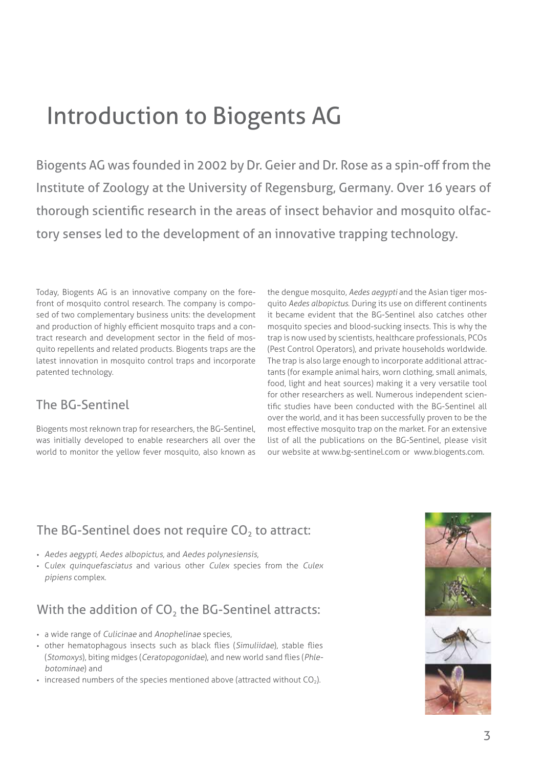# Introduction to Biogents AG

Biogents AG was founded in 2002 by Dr. Geier and Dr. Rose as a spin-off from the Institute of Zoology at the University of Regensburg, Germany. Over 16 years of thorough scientific research in the areas of insect behavior and mosquito olfactory senses led to the development of an innovative trapping technology.

Today, Biogents AG is an innovative company on the forefront of mosquito control research. The company is composed of two complementary business units: the development and production of highly efficient mosquito traps and a contract research and development sector in the field of mosquito repellents and related products. Biogents traps are the latest innovation in mosquito control traps and incorporate patented technology.

## The BG-Sentinel

Biogents most reknown trap for researchers, the BG-Sentinel, was initially developed to enable researchers all over the world to monitor the yellow fever mosquito, also known as the dengue mosquito, *Aedes aegypti* and the Asian tiger mosquito *Aedes albopictus*. During its use on different continents it became evident that the BG-Sentinel also catches other mosquito species and blood-sucking insects. This is why the trap is now used by scientists, healthcare professionals, PCOs (Pest Control Operators), and private households worldwide. The trap is also large enough to incorporate additional attractants (for example animal hairs, worn clothing, small animals, food, light and heat sources) making it a very versatile tool for other researchers as well. Numerous independent scientific studies have been conducted with the BG-Sentinel all over the world, and it has been successfully proven to be the most effective mosquito trap on the market. For an extensive list of all the publications on the BG-Sentinel, please visit our website at www.bg-sentinel.com or www.biogents.com.

## The BG-Sentinel does not require $CO_2$ to attract:

- *Aedes aegypti, Aedes albopictus,* and *Aedes polynesiensis,*
- C*ulex quinquefasciatus* and various other *Culex* species from the *Culex pipiens* complex.

## With the addition of $CO_2$ the BG-Sentinel attracts:

- a wide range of *Culicinae* and *Anophelinae* species,
- other hematophagous insects such as black flies (*Simuliidae*), stable flies (*Stomoxys*), biting midges (*Ceratopogonidae*), and new world sand flies (*Phlebotominae*) and
- increased numbers of the species mentioned above (attracted without $CO_2$).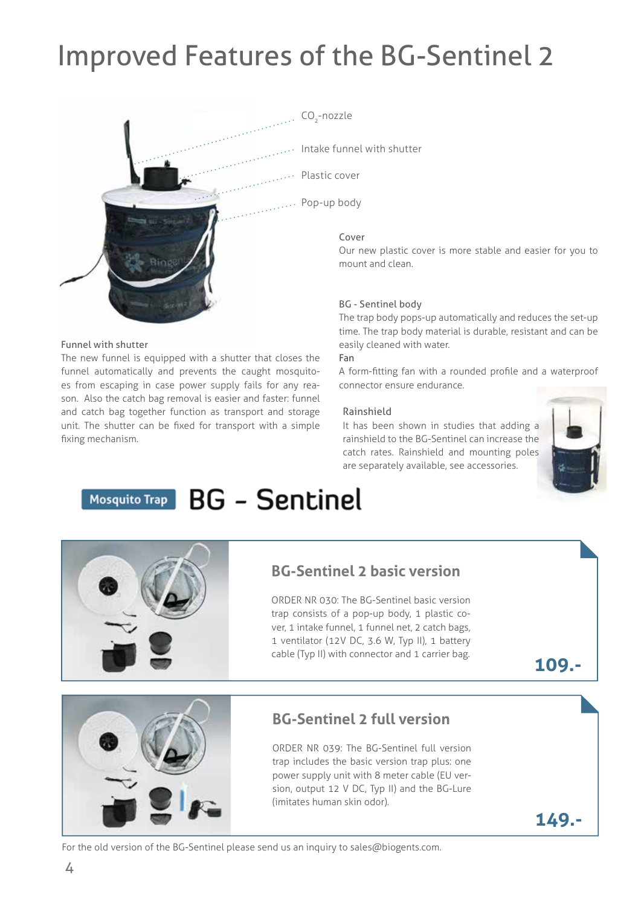# Improved Features of the BG-Sentinel 2

$CO_2$-nozzle

Intake funnel with shutter

Plastic cover

Pop-up body

### Cover

Our new plastic cover is more stable and easier for you to mount and clean.

### BG - Sentinel body

The trap body pops-up automatically and reduces the set-up time. The trap body material is durable, resistant and can be easily cleaned with water.

### Fan

A form-fitting fan with a rounded profile and a waterproof connector ensure endurance.

### Funnel with shutter

The new funnel is equipped with a shutter that closes the funnel automatically and prevents the caught mosquitoes from escaping in case power supply fails for any reason. Also the catch bag removal is easier and faster: funnel and catch bag together function as transport and storage unit. The shutter can be fixed for transport with a simple fixing mechanism.

### Rainshield

It has been shown in studies that adding a rainshield to the BG-Sentinel can increase the catch rates. Rainshield and mounting poles are separately available, see accessories.

## Mosquito Trap BG - Sentinel

### BG-Sentinel 2 basic version

ORDER NR 030: The BG-Sentinel basic version trap consists of a pop-up body, 1 plastic cover, 1 intake funnel, 1 funnel net, 2 catch bags, 1 ventilator (12V DC, 3.6 W, Typ II), 1 battery cable (Typ II) with connector and 1 carrier bag.

**109.-**

### BG-Sentinel 2 full version

ORDER NR 039: The BG-Sentinel full version trap includes the basic version trap plus: one power supply unit with 8 meter cable (EU version, output 12 V DC, Typ II) and the BG-Lure (imitates human skin odor).

**149.-**

For the old version of the BG-Sentinel please send us an inquiry to sales@biogents.com.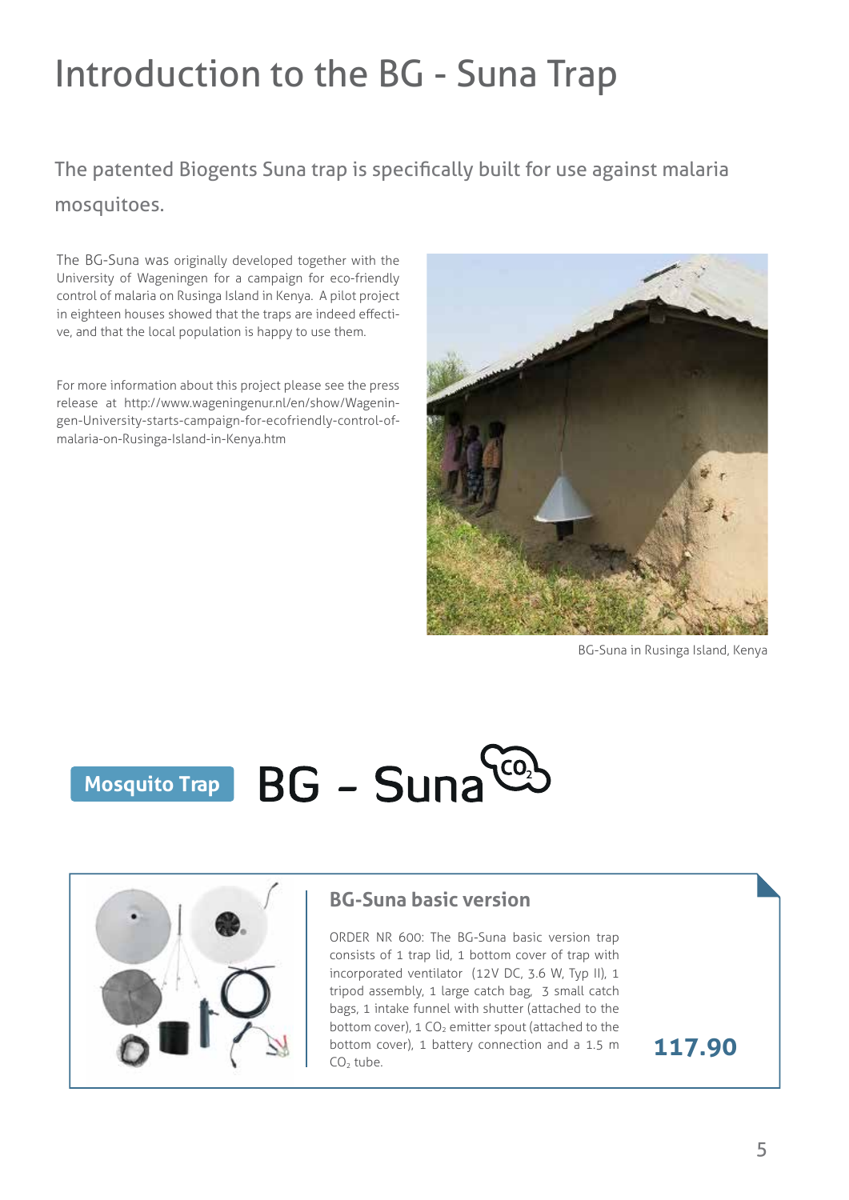# Introduction to the BG - Suna Trap

## The patented Biogents Suna trap is specifically built for use against malaria mosquitoes.

The BG-Suna was originally developed together with the University of Wageningen for a campaign for eco-friendly control of malaria on Rusinga Island in Kenya. A pilot project in eighteen houses showed that the traps are indeed effective, and that the local population is happy to use them.

For more information about this project please see the press release at http://www.wageningenur.nl/en/show/Wageningen-University-starts-campaign-for-ecofriendly-control-of-malaria-on-Rusinga-Island-in-Kenya.htm

BG-Suna in Rusinga Island, Kenya

**Mosquito Trap** BG - Suna $CO_2$

### BG-Suna basic version

ORDER NR 600: The BG-Suna basic version trap consists of 1 trap lid, 1 bottom cover of trap with incorporated ventilator (12V DC, 3.6 W, Typ II), 1 tripod assembly, 1 large catch bag, 3 small catch bags, 1 intake funnel with shutter (attached to the bottom cover), 1 $CO_2$ emitter spout (attached to the bottom cover), 1 battery connection and a 1.5 m $CO_2$ tube.

**117.90**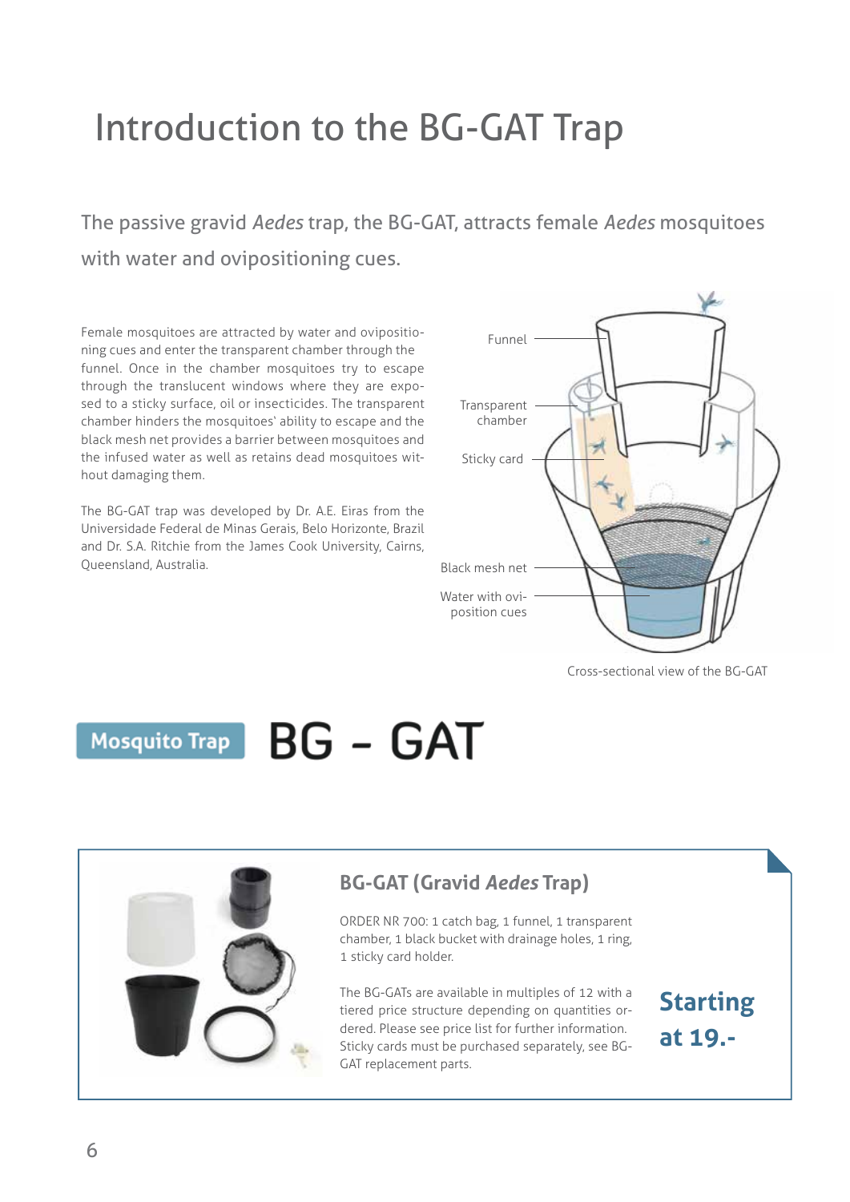# Introduction to the BG-GAT Trap

## The passive gravid *Aedes* trap, the BG-GAT, attracts female *Aedes* mosquitoes with water and ovipositioning cues.

Female mosquitoes are attracted by water and ovipositioning cues and enter the transparent chamber through the funnel. Once in the chamber mosquitoes try to escape through the translucent windows where they are exposed to a sticky surface, oil or insecticides. The transparent chamber hinders the mosquitoes' ability to escape and the black mesh net provides a barrier between mosquitoes and the infused water as well as retains dead mosquitoes without damaging them.

The BG-GAT trap was developed by Dr. A.E. Eiras from the Universidade Federal de Minas Gerais, Belo Horizonte, Brazil and Dr. S.A. Ritchie from the James Cook University, Cairns, Queensland, Australia.

Funnel

Transparent chamber

Sticky card

Black mesh net

Water with oviposition cues

Cross-sectional view of the BG-GAT

Mosquito Trap **BG - GAT**

### BG-GAT (Gravid *Aedes* Trap)

ORDER NR 700: 1 catch bag, 1 funnel, 1 transparent chamber, 1 black bucket with drainage holes, 1 ring, 1 sticky card holder.

The BG-GATs are available in multiples of 12 with a tiered price structure depending on quantities ordered. Please see price list for further information. Sticky cards must be purchased separately, see BG-GAT replacement parts.

**Starting at 19.-**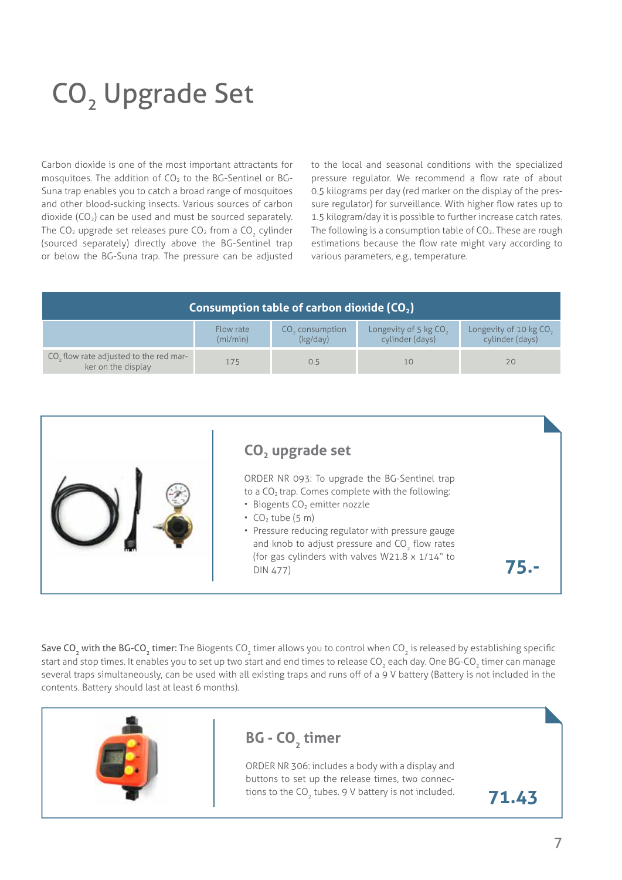# $CO_2$ Upgrade Set

Carbon dioxide is one of the most important attractants for mosquitoes. The addition of $CO_2$ to the BG-Sentinel or BG-Suna trap enables you to catch a broad range of mosquitoes and other blood-sucking insects. Various sources of carbon dioxide ($CO_2$) can be used and must be sourced separately. The $CO_2$ upgrade set releases pure $CO_2$ from a $CO_2$ cylinder (sourced separately) directly above the BG-Sentinel trap or below the BG-Suna trap. The pressure can be adjusted to the local and seasonal conditions with the specialized pressure regulator. We recommend a flow rate of about 0.5 kilograms per day (red marker on the display of the pressure regulator) for surveillance. With higher flow rates up to 1.5 kilogram/day it is possible to further increase catch rates. The following is a consumption table of $CO_2$. These are rough estimations because the flow rate might vary according to various parameters, e.g., temperature.

**Consumption table of carbon dioxide ($CO_2$)**

| | Flow rate (ml/min) | $CO_2$ consumption (kg/day) | Longevity of 5 kg $CO_2$ cylinder (days) | Longevity of 10 kg $CO_2$ cylinder (days) |
|---|---|---|---|---|
| $CO_2$ flow rate adjusted to the red marker on the display | 175 | 0.5 | 10 | 20 |

## $CO_2$ upgrade set

ORDER NR 093: To upgrade the BG-Sentinel trap to a $CO_2$ trap. Comes complete with the following:

- Biogents $CO_2$ emitter nozzle
- $CO_2$ tube (5 m)
- Pressure reducing regulator with pressure gauge and knob to adjust pressure and $CO_2$ flow rates (for gas cylinders with valves W21.8 x 1/14" to DIN 477)

**75.-**

**Save $CO_2$ with the BG-$CO_2$ timer:** The Biogents $CO_2$ timer allows you to control when $CO_2$ is released by establishing specific start and stop times. It enables you to set up two start and end times to release $CO_2$ each day. One BG-$CO_2$ timer can manage several traps simultaneously, can be used with all existing traps and runs off of a 9 V battery (Battery is not included in the contents. Battery should last at least 6 months).

## BG - $CO_2$ timer

ORDER NR 306: includes a body with a display and buttons to set up the release times, two connections to the $CO_2$ tubes. 9 V battery is not included.

**71.43**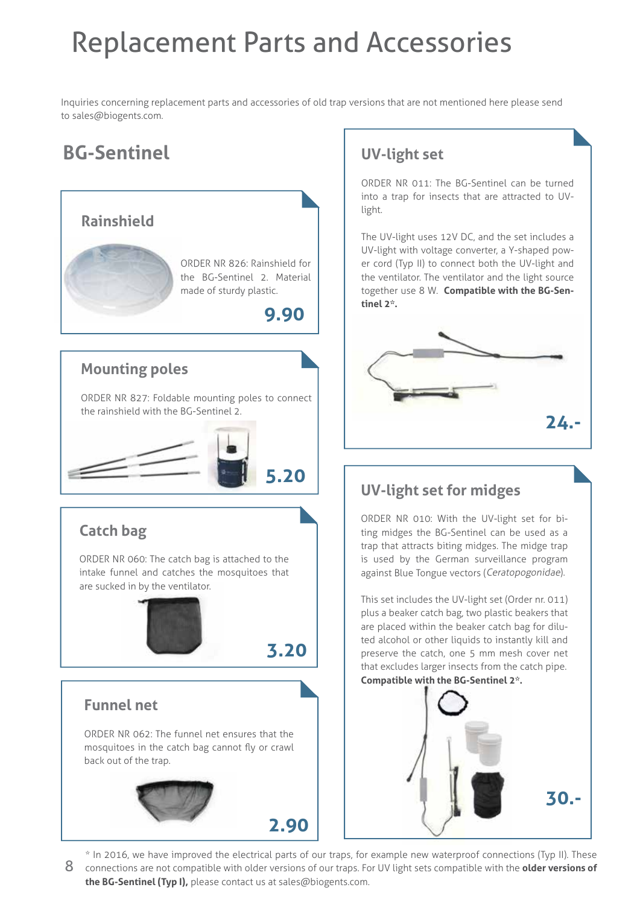# Replacement Parts and Accessories

Inquiries concerning replacement parts and accessories of old trap versions that are not mentioned here please send to sales@biogents.com.

## BG-Sentinel

### Rainshield

ORDER NR 826: Rainshield for the BG-Sentinel 2. Material made of sturdy plastic.

**9.90**

### Mounting poles

ORDER NR 827: Foldable mounting poles to connect the rainshield with the BG-Sentinel 2.

**5.20**

### Catch bag

ORDER NR 060: The catch bag is attached to the intake funnel and catches the mosquitoes that are sucked in by the ventilator.

**3.20**

### Funnel net

ORDER NR 062: The funnel net ensures that the mosquitoes in the catch bag cannot fly or crawl back out of the trap.

**2.90**

### UV-light set

ORDER NR 011: The BG-Sentinel can be turned into a trap for insects that are attracted to UV-light.

The UV-light uses 12V DC, and the set includes a UV-light with voltage converter, a Y-shaped power cord (Typ II) to connect both the UV-light and the ventilator. The ventilator and the light source together use 8 W. **Compatible with the BG-Sentinel 2*.**

**24.-**

### UV-light set for midges

ORDER NR 010: With the UV-light set for biting midges the BG-Sentinel can be used as a trap that attracts biting midges. The midge trap is used by the German surveillance program against Blue Tongue vectors (*Ceratopogonidae*).

This set includes the UV-light set (Order nr. 011) plus a beaker catch bag, two plastic beakers that are placed within the beaker catch bag for diluted alcohol or other liquids to instantly kill and preserve the catch, one 5 mm mesh cover net that excludes larger insects from the catch pipe. **Compatible with the BG-Sentinel 2*.**

**30.-**

* In 2016, we have improved the electrical parts of our traps, for example new waterproof connections (Typ II). These connections are not compatible with older versions of our traps. For UV light sets compatible with the **older versions of the BG-Sentinel (Typ I),** please contact us at sales@biogents.com.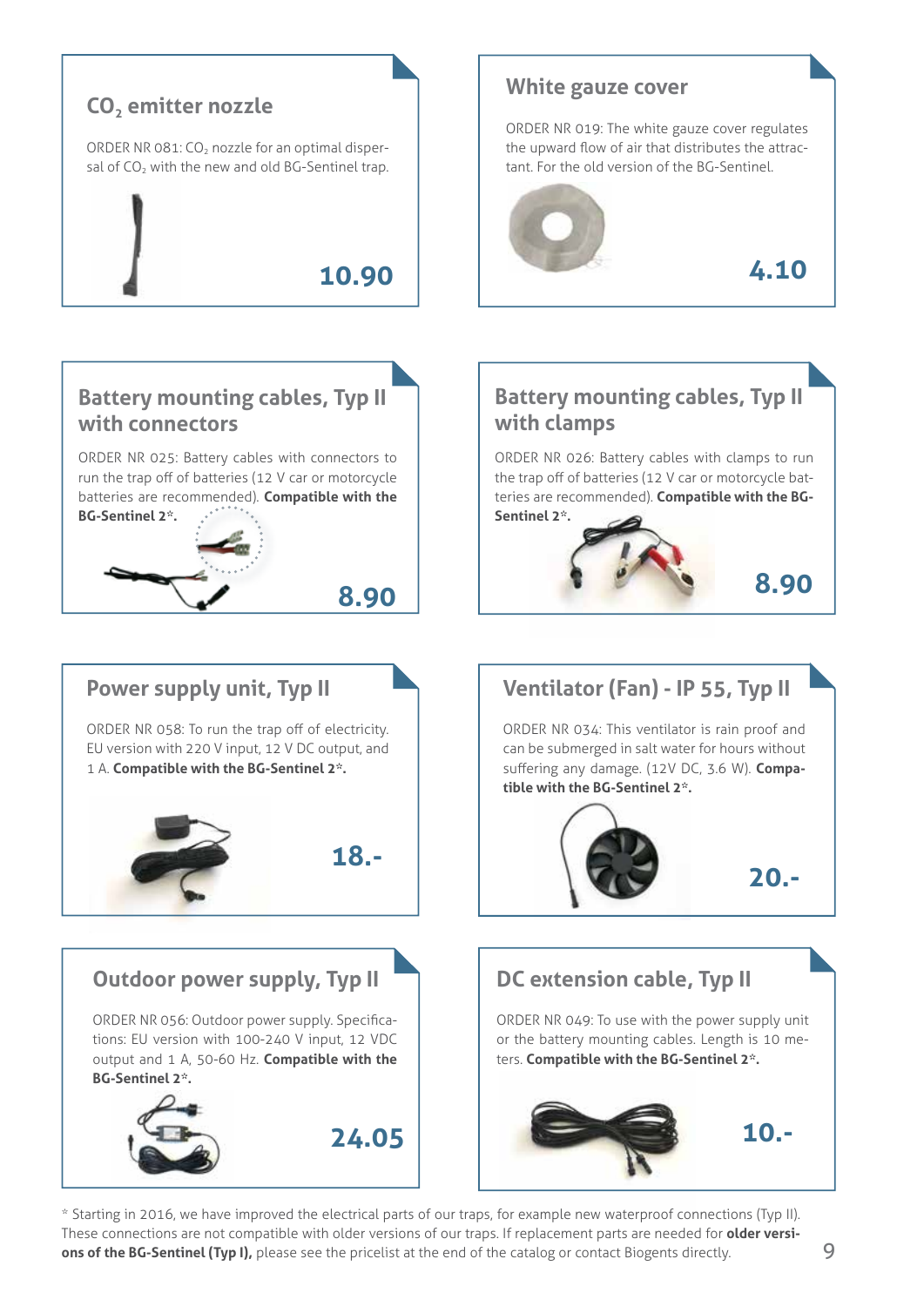## $CO_2$ emitter nozzle

ORDER NR 081: $CO_2$ nozzle for an optimal dispersal of $CO_2$ with the new and old BG-Sentinel trap.

**10.90**

## White gauze cover

ORDER NR 019: The white gauze cover regulates the upward flow of air that distributes the attractant. For the old version of the BG-Sentinel.

**4.10**

## Battery mounting cables, Typ II with connectors

ORDER NR 025: Battery cables with connectors to run the trap off of batteries (12 V car or motorcycle batteries are recommended). **Compatible with the BG-Sentinel 2*.**

**8.90**

## Battery mounting cables, Typ II with clamps

ORDER NR 026: Battery cables with clamps to run the trap off of batteries (12 V car or motorcycle batteries are recommended). **Compatible with the BG-Sentinel 2*.**

**8.90**

## Power supply unit, Typ II

ORDER NR 058: To run the trap off of electricity. EU version with 220 V input, 12 V DC output, and 1 A. **Compatible with the BG-Sentinel 2*.**

**18.-**

## Ventilator (Fan) - IP 55, Typ II

ORDER NR 034: This ventilator is rain proof and can be submerged in salt water for hours without suffering any damage. (12V DC, 3.6 W). **Compatible with the BG-Sentinel 2*.**

**20.-**

## Outdoor power supply, Typ II

ORDER NR 056: Outdoor power supply. Specifications: EU version with 100-240 V input, 12 VDC output and 1 A, 50-60 Hz. **Compatible with the BG-Sentinel 2*.**

**24.05**

## DC extension cable, Typ II

ORDER NR 049: To use with the power supply unit or the battery mounting cables. Length is 10 meters. **Compatible with the BG-Sentinel 2*.**

**10.-**

* Starting in 2016, we have improved the electrical parts of our traps, for example new waterproof connections (Typ II). These connections are not compatible with older versions of our traps. If replacement parts are needed for **older versions of the BG-Sentinel (Typ I),** please see the pricelist at the end of the catalog or contact Biogents directly.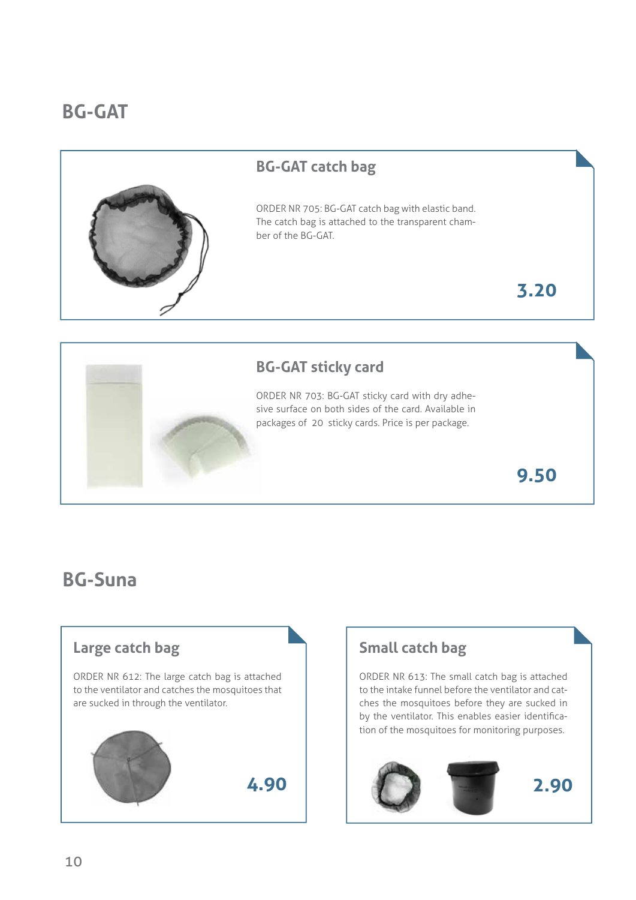# BG-GAT

## BG-GAT catch bag

ORDER NR 705: BG-GAT catch bag with elastic band. The catch bag is attached to the transparent chamber of the BG-GAT.

**3.20**

## BG-GAT sticky card

ORDER NR 703: BG-GAT sticky card with dry adhesive surface on both sides of the card. Available in packages of 20 sticky cards. Price is per package.

**9.50**

# BG-Suna

## Large catch bag

ORDER NR 612: The large catch bag is attached to the ventilator and catches the mosquitoes that are sucked in through the ventilator.

**4.90**

## Small catch bag

ORDER NR 613: The small catch bag is attached to the intake funnel before the ventilator and catches the mosquitoes before they are sucked in by the ventilator. This enables easier identification of the mosquitoes for monitoring purposes.

**2.90**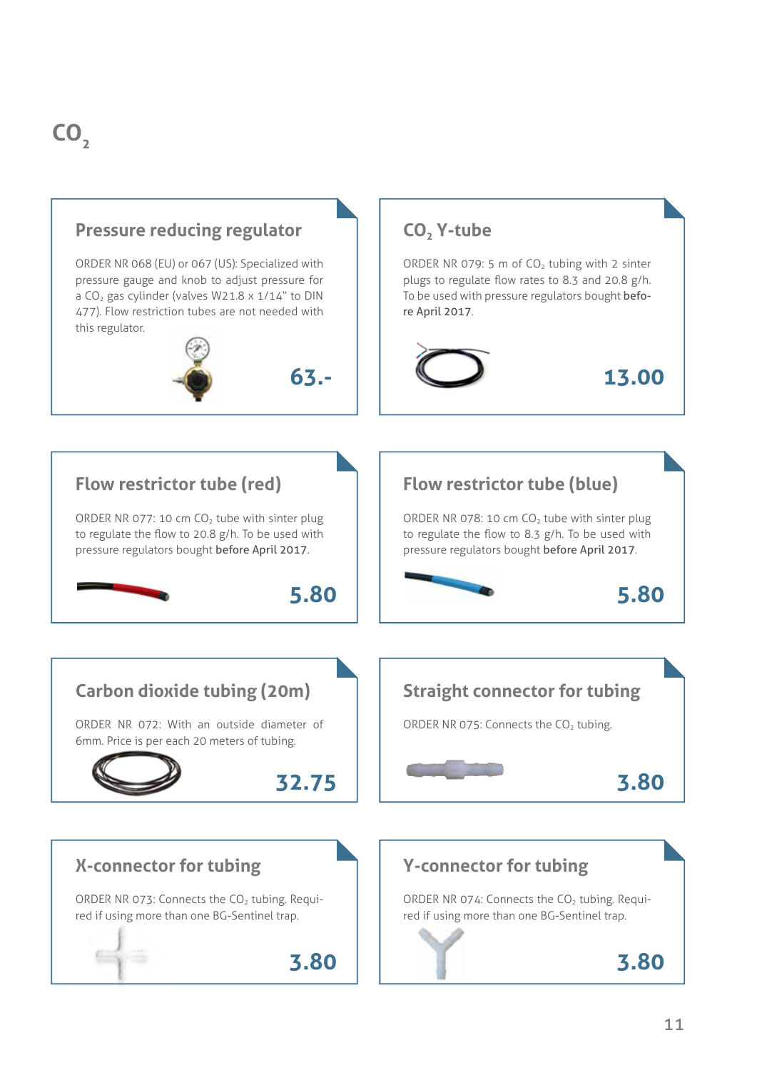# $CO_2$

## Pressure reducing regulator

ORDER NR 068 (EU) or 067 (US): Specialized with pressure gauge and knob to adjust pressure for a $CO_2$ gas cylinder (valves W21.8 x 1/14" to DIN 477). Flow restriction tubes are not needed with this regulator.

**63.-**

## $CO_2$ Y-tube

ORDER NR 079: 5 m of $CO_2$ tubing with 2 sinter plugs to regulate flow rates to 8.3 and 20.8 g/h. To be used with pressure regulators bought **before April 2017**.

**13.00**

## Flow restrictor tube (red)

ORDER NR 077: 10 cm $CO_2$ tube with sinter plug to regulate the flow to 20.8 g/h. To be used with pressure regulators bought **before April 2017**.

**5.80**

## Flow restrictor tube (blue)

ORDER NR 078: 10 cm $CO_2$ tube with sinter plug to regulate the flow to 8.3 g/h. To be used with pressure regulators bought **before April 2017**.

**5.80**

## Carbon dioxide tubing (20m)

ORDER NR 072: With an outside diameter of 6mm. Price is per each 20 meters of tubing.

**32.75**

## Straight connector for tubing

ORDER NR 075: Connects the $CO_2$ tubing.

**3.80**

## X-connector for tubing

ORDER NR 073: Connects the $CO_2$ tubing. Required if using more than one BG-Sentinel trap.

**3.80**

## Y-connector for tubing

ORDER NR 074: Connects the $CO_2$ tubing. Required if using more than one BG-Sentinel trap.

**3.80**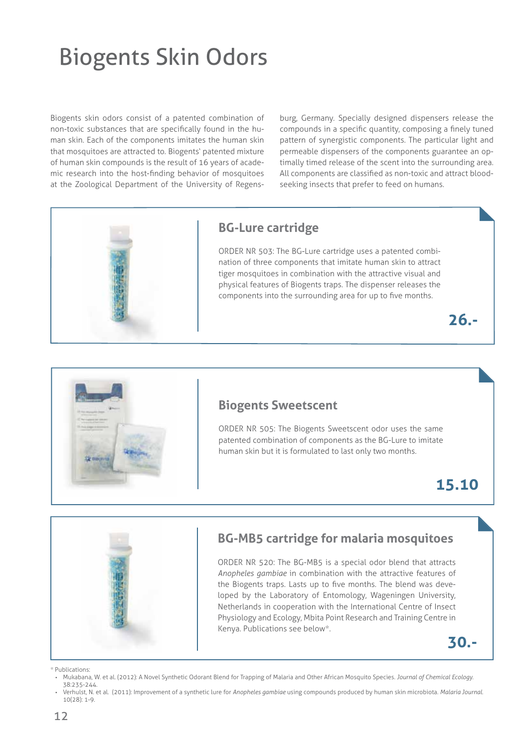# Biogents Skin Odors

Biogents skin odors consist of a patented combination of non-toxic substances that are specifically found in the human skin. Each of the components imitates the human skin that mosquitoes are attracted to. Biogents' patented mixture of human skin compounds is the result of 16 years of academic research into the host-finding behavior of mosquitoes at the Zoological Department of the University of Regensburg, Germany. Specially designed dispensers release the compounds in a specific quantity, composing a finely tuned pattern of synergistic components. The particular light and permeable dispensers of the components guarantee an optimally timed release of the scent into the surrounding area. All components are classified as non-toxic and attract blood-seeking insects that prefer to feed on humans.

## BG-Lure cartridge

ORDER NR 503: The BG-Lure cartridge uses a patented combination of three components that imitate human skin to attract tiger mosquitoes in combination with the attractive visual and physical features of Biogents traps. The dispenser releases the components into the surrounding area for up to five months.

**26.-**

## Biogents Sweetscent

ORDER NR 505: The Biogents Sweetscent odor uses the same patented combination of components as the BG-Lure to imitate human skin but it is formulated to last only two months.

**15.10**

## BG-MB5 cartridge for malaria mosquitoes

ORDER NR 520: The BG-MB5 is a special odor blend that attracts *Anopheles gambiae* in combination with the attractive features of the Biogents traps. Lasts up to five months. The blend was developed by the Laboratory of Entomology, Wageningen University, Netherlands in cooperation with the International Centre of Insect Physiology and Ecology, Mbita Point Research and Training Centre in Kenya. Publications see below*.

**30.-**

\* Publications:

- Mukabana, W. et al. (2012): A Novel Synthetic Odorant Blend for Trapping of Malaria and Other African Mosquito Species. *Journal of Chemical Ecology.* 38:235-244.
- Verhulst, N. et al. (2011): Improvement of a synthetic lure for *Anopheles gambiae* using compounds produced by human skin microbiota. *Malaria Journal.* 10(28): 1-9.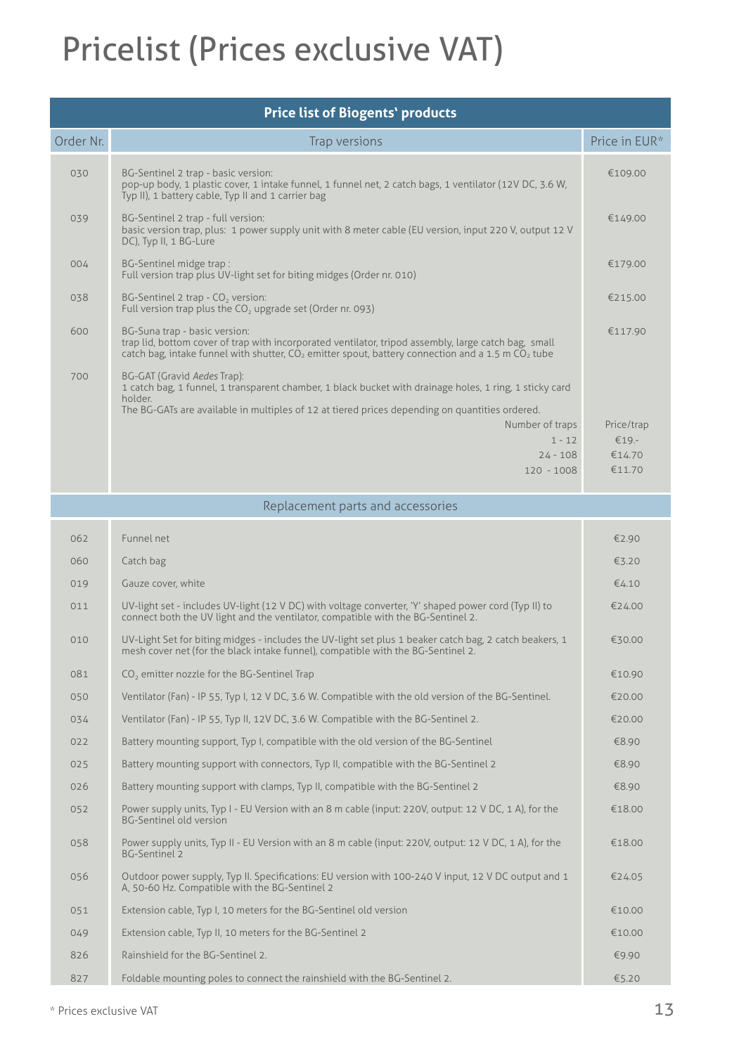# Pricelist (Prices exclusive VAT)

| Price list of Biogents' products | | |
|---|---|---|
| Order Nr. | Trap versions | Price in EUR* |
| 030 | BG-Sentinel 2 trap - basic version: pop-up body, 1 plastic cover, 1 intake funnel, 1 funnel net, 2 catch bags, 1 ventilator (12V DC, 3.6 W, Typ II), 1 battery cable, Typ II and 1 carrier bag | €109.00 |
| 039 | BG-Sentinel 2 trap - full version: basic version trap, plus: 1 power supply unit with 8 meter cable (EU version, input 220 V, output 12 V DC), Typ II, 1 BG-Lure | €149.00 |
| 004 | BG-Sentinel midge trap : Full version trap plus UV-light set for biting midges (Order nr. 010) | €179.00 |
| 038 | BG-Sentinel 2 trap - $CO_2$ version: Full version trap plus the $CO_2$ upgrade set (Order nr. 093) | €215.00 |
| 600 | BG-Suna trap - basic version: trap lid, bottom cover of trap with incorporated ventilator, tripod assembly, large catch bag, small catch bag, intake funnel with shutter, $CO_2$ emitter spout, battery connection and a 1.5 m $CO_2$ tube | €117.90 |
| 700 | BG-GAT (Gravid *Aedes* Trap): 1 catch bag, 1 funnel, 1 transparent chamber, 1 black bucket with drainage holes, 1 ring, 1 sticky card holder. The BG-GATs are available in multiples of 12 at tiered prices depending on quantities ordered. | |
| | Number of traps | Price/trap |
| | 1 - 12 | €19.- |
| | 24 - 108 | €14.70 |
| | 120 - 1008 | €11.70 |
| | **Replacement parts and accessories** | |
| 062 | Funnel net | €2.90 |
| 060 | Catch bag | €3.20 |
| 019 | Gauze cover, white | €4.10 |
| 011 | UV-light set - includes UV-light (12 V DC) with voltage converter, 'Y' shaped power cord (Typ II) to connect both the UV light and the ventilator, compatible with the BG-Sentinel 2. | €24.00 |
| 010 | UV-Light Set for biting midges - includes the UV-light set plus 1 beaker catch bag, 2 catch beakers, 1 mesh cover net (for the black intake funnel), compatible with the BG-Sentinel 2. | €30.00 |
| 081 | $CO_2$ emitter nozzle for the BG-Sentinel Trap | €10.90 |
| 050 | Ventilator (Fan) - IP 55, Typ I, 12 V DC, 3.6 W. Compatible with the old version of the BG-Sentinel. | €20.00 |
| 034 | Ventilator (Fan) - IP 55, Typ II, 12V DC, 3.6 W. Compatible with the BG-Sentinel 2. | €20.00 |
| 022 | Battery mounting support, Typ I, compatible with the old version of the BG-Sentinel | €8.90 |
| 025 | Battery mounting support with connectors, Typ II, compatible with the BG-Sentinel 2 | €8.90 |
| 026 | Battery mounting support with clamps, Typ II, compatible with the BG-Sentinel 2 | €8.90 |
| 052 | Power supply units, Typ I - EU Version with an 8 m cable (input: 220V, output: 12 V DC, 1 A), for the BG-Sentinel old version | €18.00 |
| 058 | Power supply units, Typ II - EU Version with an 8 m cable (input: 220V, output: 12 V DC, 1 A), for the BG-Sentinel 2 | €18.00 |
| 056 | Outdoor power supply, Typ II. Specifications: EU version with 100-240 V input, 12 V DC output and 1 A, 50-60 Hz. Compatible with the BG-Sentinel 2 | €24.05 |
| 051 | Extension cable, Typ I, 10 meters for the BG-Sentinel old version | €10.00 |
| 049 | Extension cable, Typ II, 10 meters for the BG-Sentinel 2 | €10.00 |
| 826 | Rainshield for the BG-Sentinel 2. | €9.90 |
| 827 | Foldable mounting poles to connect the rainshield with the BG-Sentinel 2. | €5.20 |

\* Prices exclusive VAT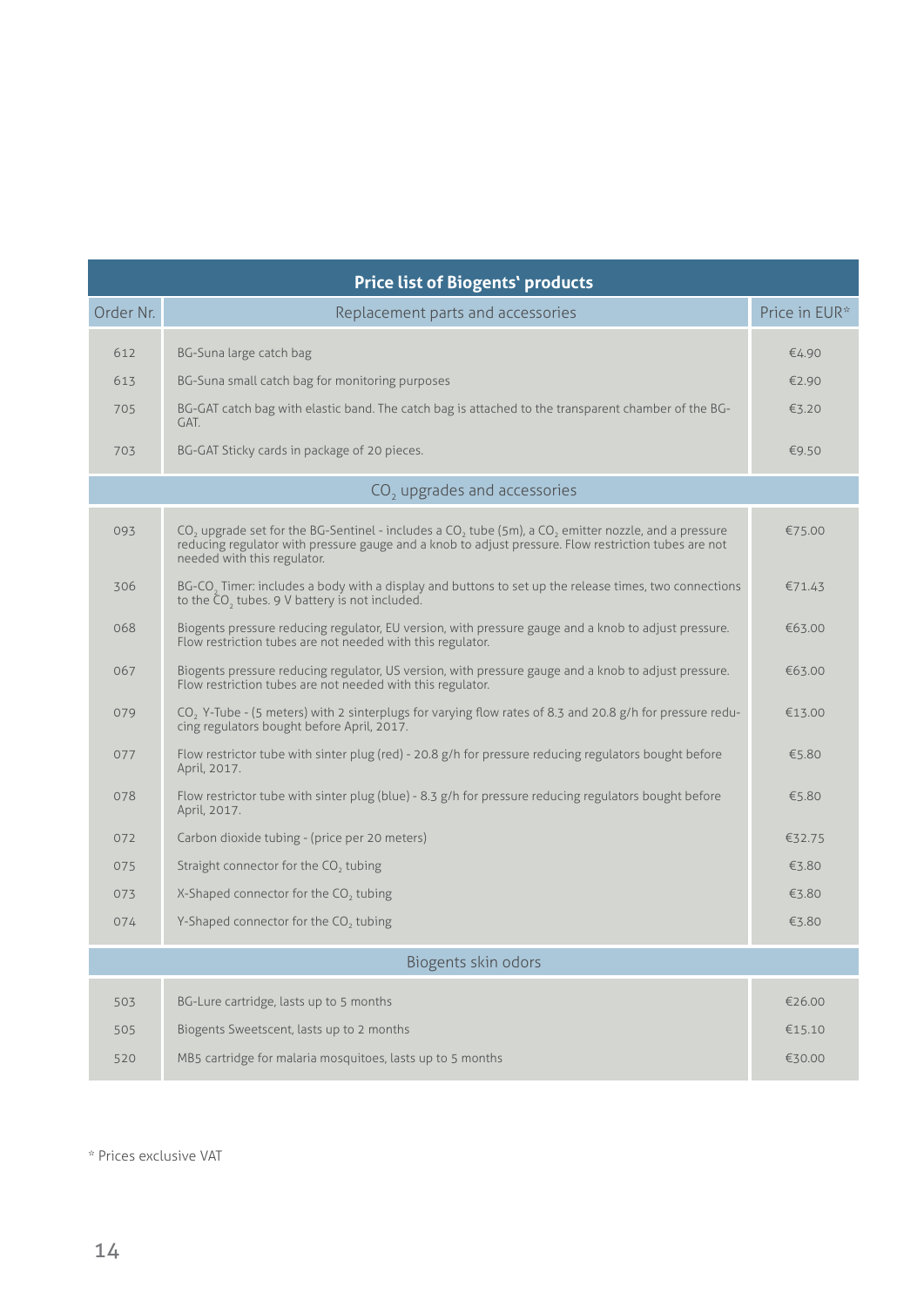| Price list of Biogents' products | | |
|---|---|---|
| Order Nr. | Replacement parts and accessories | Price in EUR* |
| 612 | BG-Suna large catch bag | €4.90 |
| 613 | BG-Suna small catch bag for monitoring purposes | €2.90 |
| 705 | BG-GAT catch bag with elastic band. The catch bag is attached to the transparent chamber of the BG-GAT. | €3.20 |
| 703 | BG-GAT Sticky cards in package of 20 pieces. | €9.50 |
| | $CO_2$ upgrades and accessories | |
| 093 | $CO_2$ upgrade set for the BG-Sentinel - includes a $CO_2$ tube (5m), a $CO_2$ emitter nozzle, and a pressure reducing regulator with pressure gauge and a knob to adjust pressure. Flow restriction tubes are not needed with this regulator. | €75.00 |
| 306 | BG-$CO_2$ Timer: includes a body with a display and buttons to set up the release times, two connections to the $CO_2$ tubes. 9 V battery is not included. | €71.43 |
| 068 | Biogents pressure reducing regulator, EU version, with pressure gauge and a knob to adjust pressure. Flow restriction tubes are not needed with this regulator. | €63.00 |
| 067 | Biogents pressure reducing regulator, US version, with pressure gauge and a knob to adjust pressure. Flow restriction tubes are not needed with this regulator. | €63.00 |
| 079 | $CO_2$ Y-Tube - (5 meters) with 2 sinterplugs for varying flow rates of 8.3 and 20.8 g/h for pressure reducing regulators bought before April, 2017. | €13.00 |
| 077 | Flow restrictor tube with sinter plug (red) - 20.8 g/h for pressure reducing regulators bought before April, 2017. | €5.80 |
| 078 | Flow restrictor tube with sinter plug (blue) - 8.3 g/h for pressure reducing regulators bought before April, 2017. | €5.80 |
| 072 | Carbon dioxide tubing - (price per 20 meters) | €32.75 |
| 075 | Straight connector for the $CO_2$ tubing | €3.80 |
| 073 | X-Shaped connector for the $CO_2$ tubing | €3.80 |
| 074 | Y-Shaped connector for the $CO_2$ tubing | €3.80 |
| | Biogents skin odors | |
| 503 | BG-Lure cartridge, lasts up to 5 months | €26.00 |
| 505 | Biogents Sweetscent, lasts up to 2 months | €15.10 |
| 520 | MB5 cartridge for malaria mosquitoes, lasts up to 5 months | €30.00 |

* Prices exclusive VAT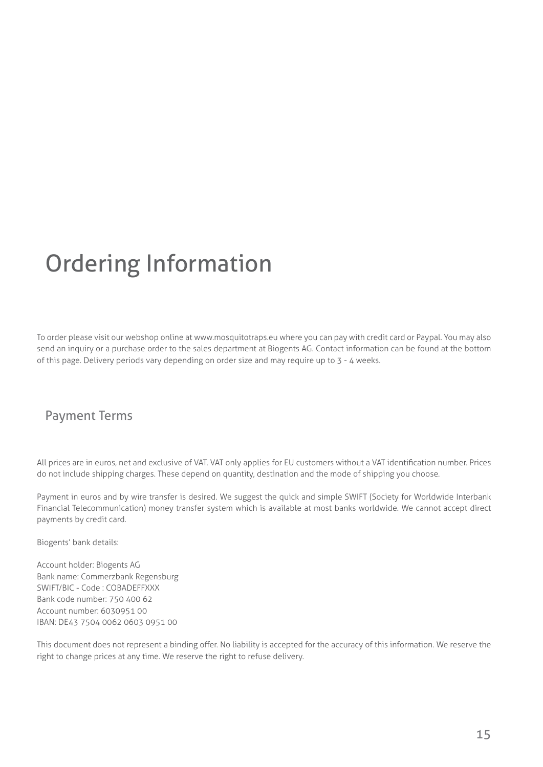# Ordering Information

To order please visit our webshop online at www.mosquitotraps.eu where you can pay with credit card or Paypal. You may also send an inquiry or a purchase order to the sales department at Biogents AG. Contact information can be found at the bottom of this page. Delivery periods vary depending on order size and may require up to 3 - 4 weeks.

## Payment Terms

All prices are in euros, net and exclusive of VAT. VAT only applies for EU customers without a VAT identification number. Prices do not include shipping charges. These depend on quantity, destination and the mode of shipping you choose.

Payment in euros and by wire transfer is desired. We suggest the quick and simple SWIFT (Society for Worldwide Interbank Financial Telecommunication) money transfer system which is available at most banks worldwide. We cannot accept direct payments by credit card.

Biogents' bank details:

Account holder: Biogents AG
Bank name: Commerzbank Regensburg
SWIFT/BIC - Code : COBADEFFXXX
Bank code number: 750 400 62
Account number: 6030951 00
IBAN: DE43 7504 0062 0603 0951 00

This document does not represent a binding offer. No liability is accepted for the accuracy of this information. We reserve the right to change prices at any time. We reserve the right to refuse delivery.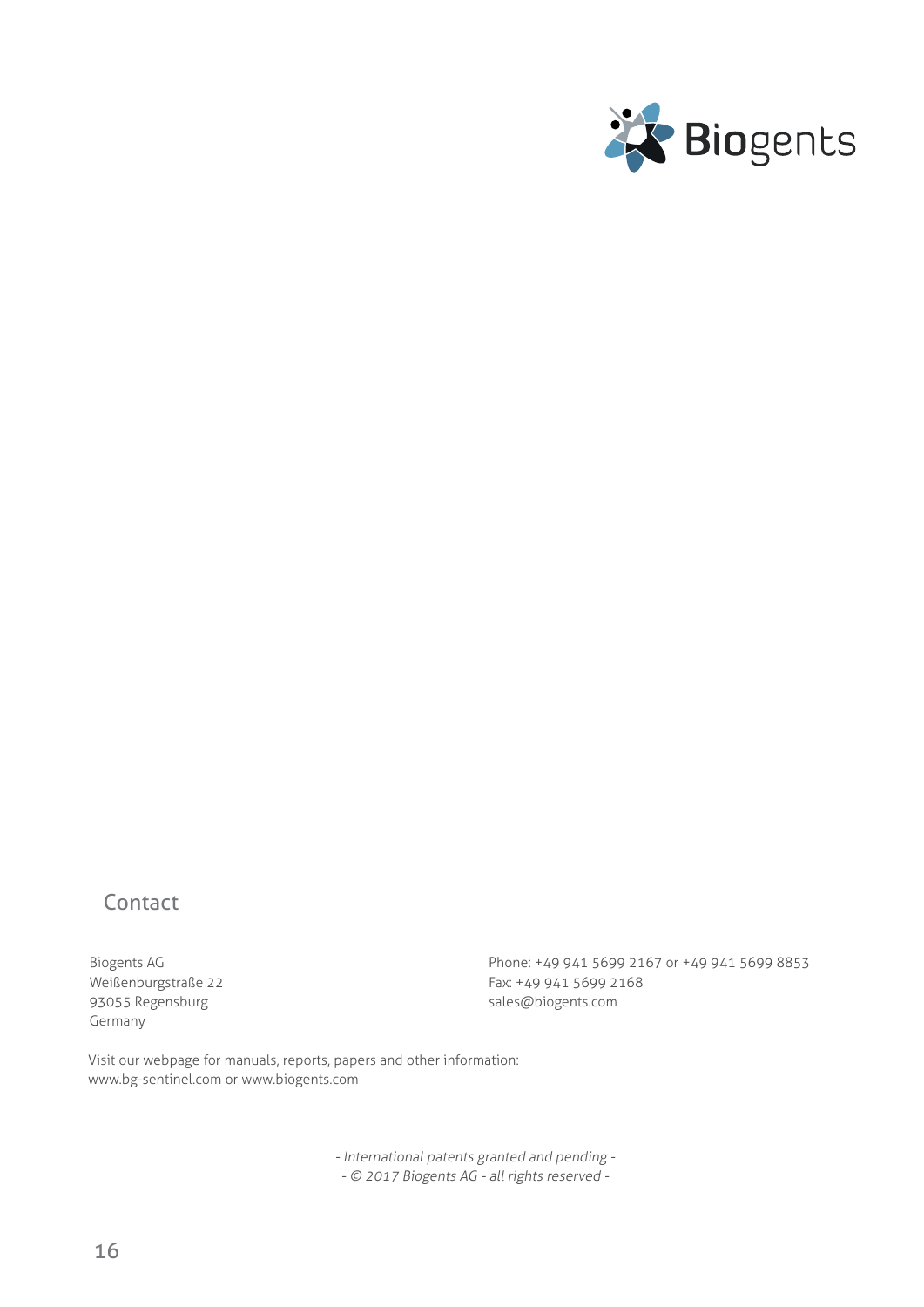Biogents

## Contact

Biogents AG
Weißenburgstraße 22
93055 Regensburg
Germany

Phone: +49 941 5699 2167 or +49 941 5699 8853
Fax: +49 941 5699 2168
sales@biogents.com

Visit our webpage for manuals, reports, papers and other information:
www.bg-sentinel.com or www.biogents.com

*- International patents granted and pending -*
*- © 2017 Biogents AG - all rights reserved -*